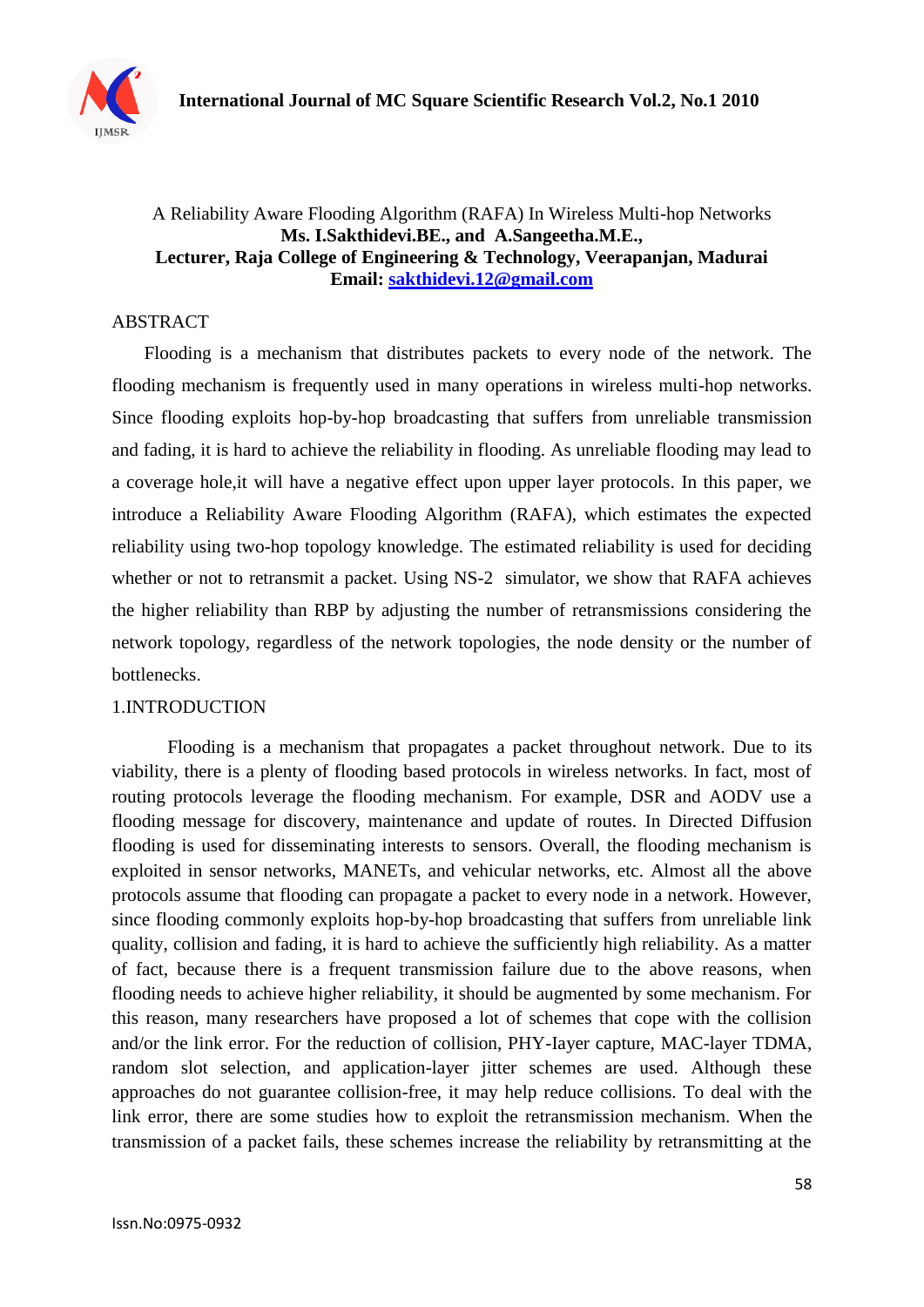# A Reliability Aware Flooding Algorithm (RAFA) In Wireless Multi-hop Networks

**Ms. I.Sakthidevi.BE., and A.Sangeetha.M.E.,**
**Lecturer, Raja College of Engineering & Technology, Veerapanjan, Madurai**
**Email: sakthidevi.12@gmail.com**

## ABSTRACT

Flooding is a mechanism that distributes packets to every node of the network. The flooding mechanism is frequently used in many operations in wireless multi-hop networks. Since flooding exploits hop-by-hop broadcasting that suffers from unreliable transmission and fading, it is hard to achieve the reliability in flooding. As unreliable flooding may lead to a coverage hole,it will have a negative effect upon upper layer protocols. In this paper, we introduce a Reliability Aware Flooding Algorithm (RAFA), which estimates the expected reliability using two-hop topology knowledge. The estimated reliability is used for deciding whether or not to retransmit a packet. Using NS-2 simulator, we show that RAFA achieves the higher reliability than RBP by adjusting the number of retransmissions considering the network topology, regardless of the network topologies, the node density or the number of bottlenecks.

## 1.INTRODUCTION

Flooding is a mechanism that propagates a packet throughout network. Due to its viability, there is a plenty of flooding based protocols in wireless networks. In fact, most of routing protocols leverage the flooding mechanism. For example, DSR and AODV use a flooding message for discovery, maintenance and update of routes. In Directed Diffusion flooding is used for disseminating interests to sensors. Overall, the flooding mechanism is exploited in sensor networks, MANETs, and vehicular networks, etc. Almost all the above protocols assume that flooding can propagate a packet to every node in a network. However, since flooding commonly exploits hop-by-hop broadcasting that suffers from unreliable link quality, collision and fading, it is hard to achieve the sufficiently high reliability. As a matter of fact, because there is a frequent transmission failure due to the above reasons, when flooding needs to achieve higher reliability, it should be augmented by some mechanism. For this reason, many researchers have proposed a lot of schemes that cope with the collision and/or the link error. For the reduction of collision, PHY-Iayer capture, MAC-layer TDMA, random slot selection, and application-layer jitter schemes are used. Although these approaches do not guarantee collision-free, it may help reduce collisions. To deal with the link error, there are some studies how to exploit the retransmission mechanism. When the transmission of a packet fails, these schemes increase the reliability by retransmitting at the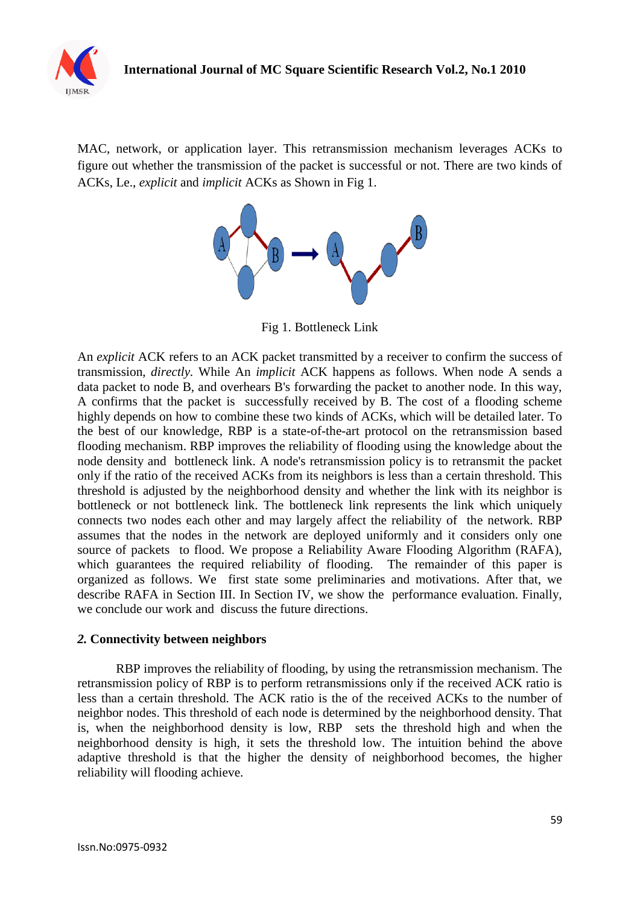MAC, network, or application layer. This retransmission mechanism leverages ACKs to figure out whether the transmission of the packet is successful or not. There are two kinds of ACKs, Le., *explicit* and *implicit* ACKs as Shown in Fig 1.

A
B
A
B

Fig 1. Bottleneck Link

An *explicit* ACK refers to an ACK packet transmitted by a receiver to confirm the success of transmission, *directly*. While An *implicit* ACK happens as follows. When node A sends a data packet to node B, and overhears B's forwarding the packet to another node. In this way, A confirms that the packet is successfully received by B. The cost of a flooding scheme highly depends on how to combine these two kinds of ACKs, which will be detailed later. To the best of our knowledge, RBP is a state-of-the-art protocol on the retransmission based flooding mechanism. RBP improves the reliability of flooding using the knowledge about the node density and bottleneck link. A node's retransmission policy is to retransmit the packet only if the ratio of the received ACKs from its neighbors is less than a certain threshold. This threshold is adjusted by the neighborhood density and whether the link with its neighbor is bottleneck or not bottleneck link. The bottleneck link represents the link which uniquely connects two nodes each other and may largely affect the reliability of the network. RBP assumes that the nodes in the network are deployed uniformly and it considers only one source of packets to flood. We propose a Reliability Aware Flooding Algorithm (RAFA), which guarantees the required reliability of flooding. The remainder of this paper is organized as follows. We first state some preliminaries and motivations. After that, we describe RAFA in Section III. In Section IV, we show the performance evaluation. Finally, we conclude our work and discuss the future directions.

## *2.* Connectivity between neighbors

RBP improves the reliability of flooding, by using the retransmission mechanism. The retransmission policy of RBP is to perform retransmissions only if the received ACK ratio is less than a certain threshold. The ACK ratio is the of the received ACKs to the number of neighbor nodes. This threshold of each node is determined by the neighborhood density. That is, when the neighborhood density is low, RBP sets the threshold high and when the neighborhood density is high, it sets the threshold low. The intuition behind the above adaptive threshold is that the higher the density of neighborhood becomes, the higher reliability will flooding achieve.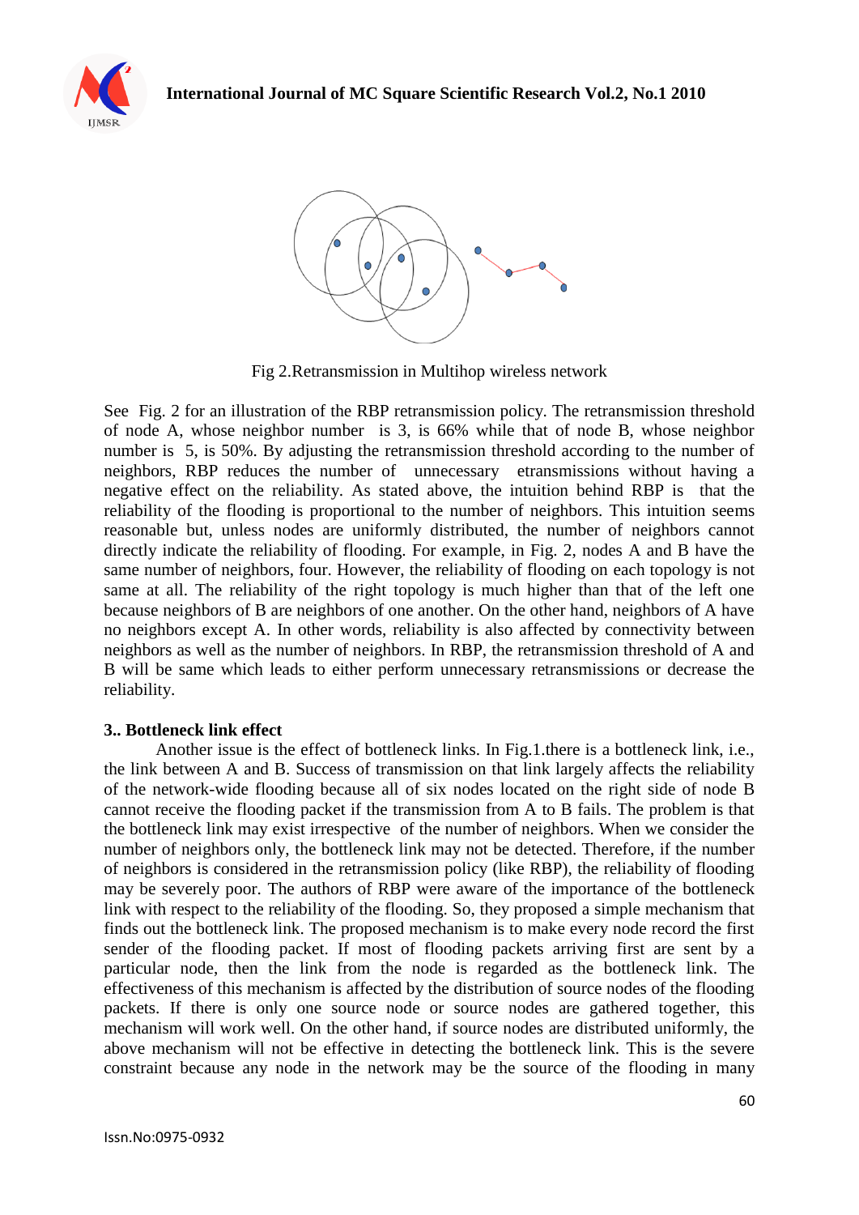Fig 2.Retransmission in Multihop wireless network

See Fig. 2 for an illustration of the RBP retransmission policy. The retransmission threshold of node A, whose neighbor number is 3, is 66% while that of node B, whose neighbor number is 5, is 50%. By adjusting the retransmission threshold according to the number of neighbors, RBP reduces the number of unnecessary etransmissions without having a negative effect on the reliability. As stated above, the intuition behind RBP is that the reliability of the flooding is proportional to the number of neighbors. This intuition seems reasonable but, unless nodes are uniformly distributed, the number of neighbors cannot directly indicate the reliability of flooding. For example, in Fig. 2, nodes A and B have the same number of neighbors, four. However, the reliability of flooding on each topology is not same at all. The reliability of the right topology is much higher than that of the left one because neighbors of B are neighbors of one another. On the other hand, neighbors of A have no neighbors except A. In other words, reliability is also affected by connectivity between neighbors as well as the number of neighbors. In RBP, the retransmission threshold of A and B will be same which leads to either perform unnecessary retransmissions or decrease the reliability.

### 3.. Bottleneck link effect

Another issue is the effect of bottleneck links. In Fig.1.there is a bottleneck link, i.e., the link between A and B. Success of transmission on that link largely affects the reliability of the network-wide flooding because all of six nodes located on the right side of node B cannot receive the flooding packet if the transmission from A to B fails. The problem is that the bottleneck link may exist irrespective of the number of neighbors. When we consider the number of neighbors only, the bottleneck link may not be detected. Therefore, if the number of neighbors is considered in the retransmission policy (like RBP), the reliability of flooding may be severely poor. The authors of RBP were aware of the importance of the bottleneck link with respect to the reliability of the flooding. So, they proposed a simple mechanism that finds out the bottleneck link. The proposed mechanism is to make every node record the first sender of the flooding packet. If most of flooding packets arriving first are sent by a particular node, then the link from the node is regarded as the bottleneck link. The effectiveness of this mechanism is affected by the distribution of source nodes of the flooding packets. If there is only one source node or source nodes are gathered together, this mechanism will work well. On the other hand, if source nodes are distributed uniformly, the above mechanism will not be effective in detecting the bottleneck link. This is the severe constraint because any node in the network may be the source of the flooding in many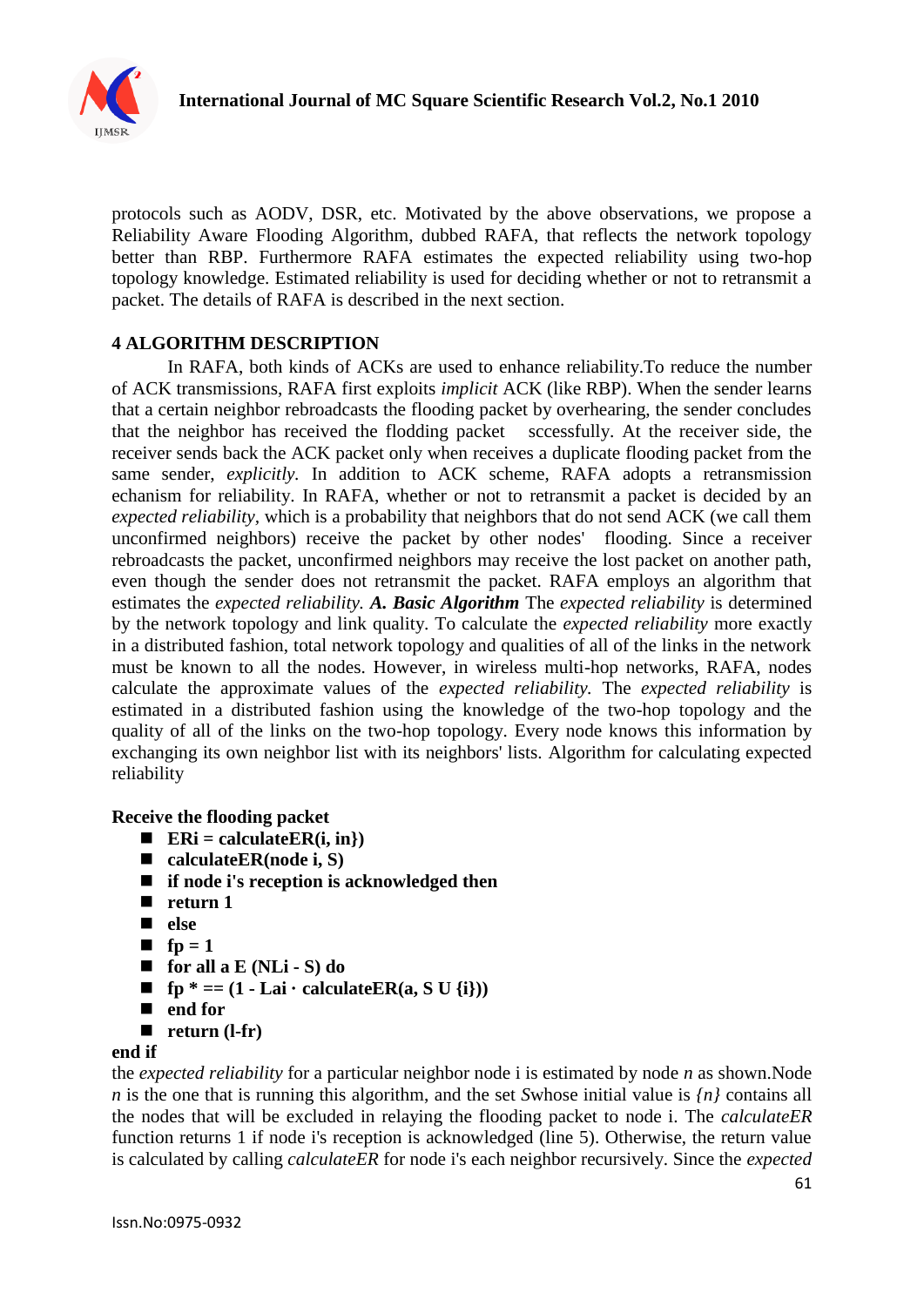protocols such as AODV, DSR, etc. Motivated by the above observations, we propose a Reliability Aware Flooding Algorithm, dubbed RAFA, that reflects the network topology better than RBP. Furthermore RAFA estimates the expected reliability using two-hop topology knowledge. Estimated reliability is used for deciding whether or not to retransmit a packet. The details of RAFA is described in the next section.

## 4 ALGORITHM DESCRIPTION

In RAFA, both kinds of ACKs are used to enhance reliability.To reduce the number of ACK transmissions, RAFA first exploits *implicit* ACK (like RBP). When the sender learns that a certain neighbor rebroadcasts the flooding packet by overhearing, the sender concludes that the neighbor has received the flodding packet sccessfully. At the receiver side, the receiver sends back the ACK packet only when receives a duplicate flooding packet from the same sender, *explicitly*. In addition to ACK scheme, RAFA adopts a retransmission echanism for reliability. In RAFA, whether or not to retransmit a packet is decided by an *expected reliability*, which is a probability that neighbors that do not send ACK (we call them unconfirmed neighbors) receive the packet by other nodes' flooding. Since a receiver rebroadcasts the packet, unconfirmed neighbors may receive the lost packet on another path, even though the sender does not retransmit the packet. RAFA employs an algorithm that estimates the *expected reliability*. ***A. Basic Algorithm*** The *expected reliability* is determined by the network topology and link quality. To calculate the *expected reliability* more exactly in a distributed fashion, total network topology and qualities of all of the links in the network must be known to all the nodes. However, in wireless multi-hop networks, RAFA, nodes calculate the approximate values of the *expected reliability*. The *expected reliability* is estimated in a distributed fashion using the knowledge of the two-hop topology and the quality of all of the links on the two-hop topology. Every node knows this information by exchanging its own neighbor list with its neighbors' lists. Algorithm for calculating expected reliability

**Receive the flooding packet**

- **ERi = calculateER(i, in})**
- **calculateER(node i, S)**
- **if node i's reception is acknowledged then**
- **return 1**
- **else**
- **fp = 1**
- **for all a E (NLi - S) do**
- **fp * == (1 - Lai · calculateER(a, S U {i}))**
- **end for**
- **return (l-fr)**

**end if**

the *expected reliability* for a particular neighbor node i is estimated by node *n* as shown.Node *n* is the one that is running this algorithm, and the set *S*whose initial value is *{n}* contains all the nodes that will be excluded in relaying the flooding packet to node i. The *calculateER* function returns 1 if node i's reception is acknowledged (line 5). Otherwise, the return value is calculated by calling *calculateER* for node i's each neighbor recursively. Since the *expected*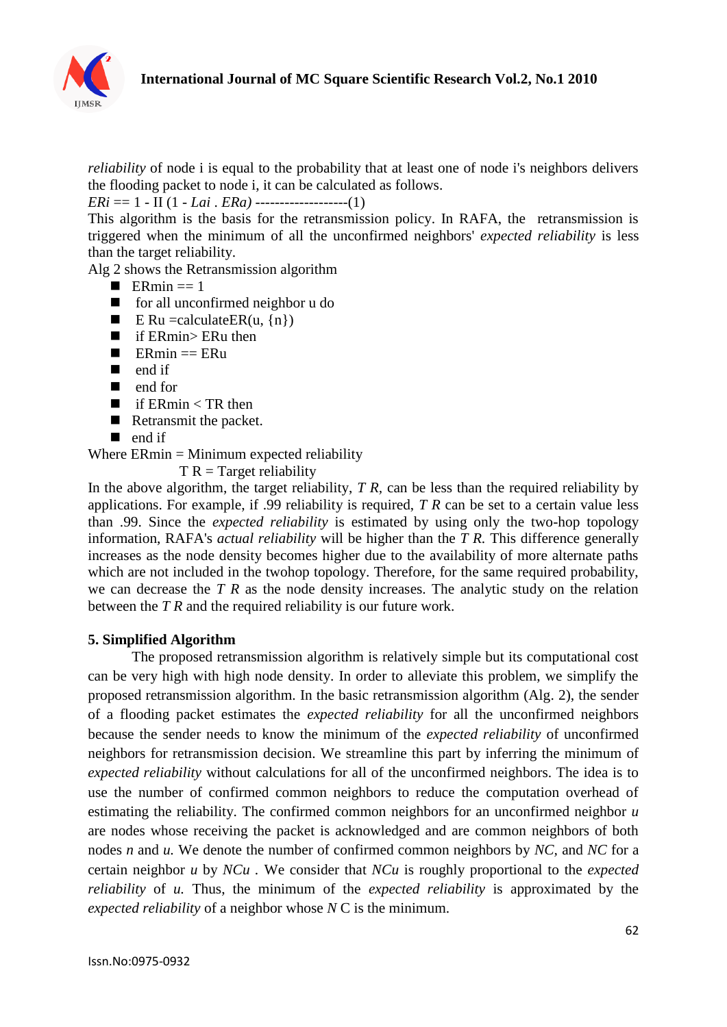*reliability* of node i is equal to the probability that at least one of node i's neighbors delivers the flooding packet to node i, it can be calculated as follows.

$ER_i == 1 - \Pi (1 - L_{ai} \, . \, ER_a)$ -------------------(1)

This algorithm is the basis for the retransmission policy. In RAFA, the retransmission is triggered when the minimum of all the unconfirmed neighbors' *expected reliability* is less than the target reliability.

Alg 2 shows the Retransmission algorithm

- ERmin == 1
- for all unconfirmed neighbor u do
- E Ru =calculateER(u, {n})
- if ERmin> ERu then
- ERmin == ERu
- end if
- end for
- if ERmin < TR then
- Retransmit the packet.
- end if

Where ERmin = Minimum expected reliability

T R = Target reliability

In the above algorithm, the target reliability, *T R*, can be less than the required reliability by applications. For example, if .99 reliability is required, *T R* can be set to a certain value less than .99. Since the *expected reliability* is estimated by using only the two-hop topology information, RAFA's *actual reliability* will be higher than the *T R*. This difference generally increases as the node density becomes higher due to the availability of more alternate paths which are not included in the twohop topology. Therefore, for the same required probability, we can decrease the *T R* as the node density increases. The analytic study on the relation between the *T R* and the required reliability is our future work.

**5. Simplified Algorithm**

The proposed retransmission algorithm is relatively simple but its computational cost can be very high with high node density. In order to alleviate this problem, we simplify the proposed retransmission algorithm. In the basic retransmission algorithm (Alg. 2), the sender of a flooding packet estimates the *expected reliability* for all the unconfirmed neighbors because the sender needs to know the minimum of the *expected reliability* of unconfirmed neighbors for retransmission decision. We streamline this part by inferring the minimum of *expected reliability* without calculations for all of the unconfirmed neighbors. The idea is to use the number of confirmed common neighbors to reduce the computation overhead of estimating the reliability. The confirmed common neighbors for an unconfirmed neighbor *u* are nodes whose receiving the packet is acknowledged and are common neighbors of both nodes *n* and *u*. We denote the number of confirmed common neighbors by *NC*, and *NC* for a certain neighbor *u* by $NC_u$ . We consider that $NC_u$ is roughly proportional to the *expected reliability* of *u*. Thus, the minimum of the *expected reliability* is approximated by the *expected reliability* of a neighbor whose *N* C is the minimum.

Issn.No:0975-0932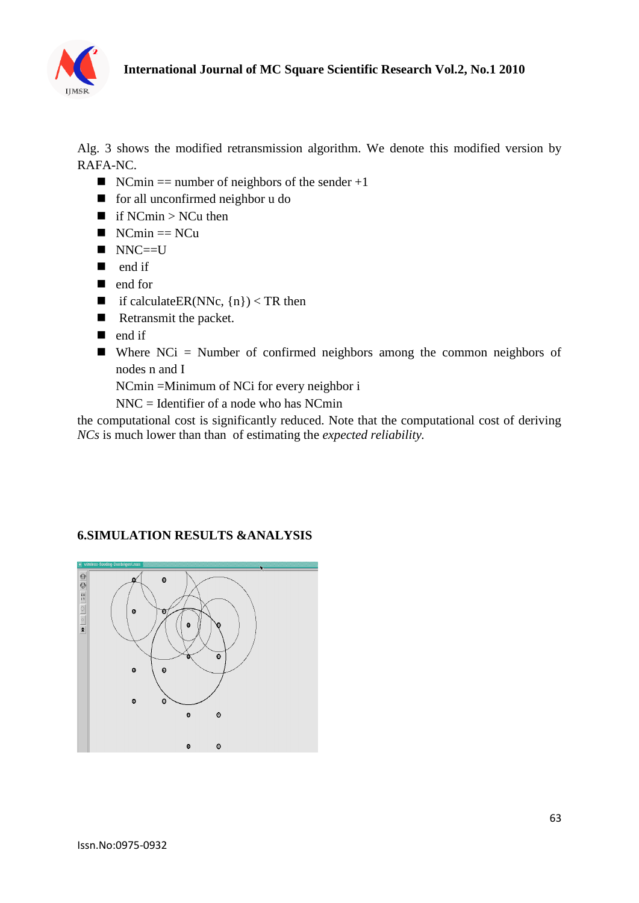Alg. 3 shows the modified retransmission algorithm. We denote this modified version by RAFA-NC.

- NCmin == number of neighbors of the sender +1
- for all unconfirmed neighbor u do
- if NCmin > NCu then
- NCmin == NCu
- NNC==U
- end if
- end for
- if calculateER(NNc, {n}) < TR then
- Retransmit the packet.
- end if
- Where NCi = Number of confirmed neighbors among the common neighbors of nodes n and I

  NCmin =Minimum of NCi for every neighbor i

  NNC = Identifier of a node who has NCmin

the computational cost is significantly reduced. Note that the computational cost of deriving *NCs* is much lower than than of estimating the *expected reliability.*

## 6.SIMULATION RESULTS &ANALYSIS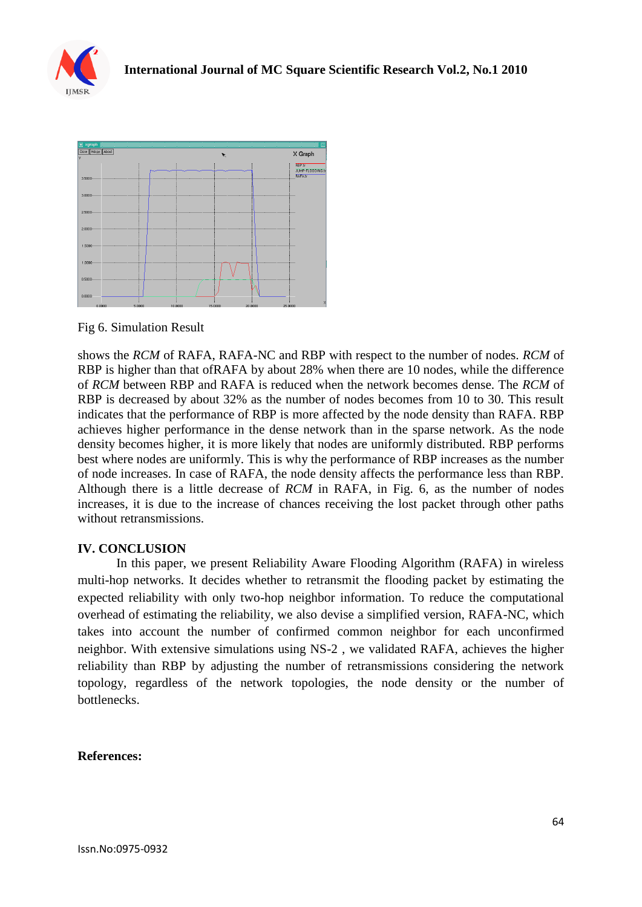X Graph

RBP.tr

JUMP-FLOODING.tr

RAFA.tr

3.5000

3.0000

2.5000

2.0000

1.5000

1.0000

0.5000

0.0000

0.0000

5.0000

10.0000

15.0000

20.0000

25.0000

Fig 6. Simulation Result

shows the *RCM* of RAFA, RAFA-NC and RBP with respect to the number of nodes. *RCM* of RBP is higher than that ofRAFA by about 28% when there are 10 nodes, while the difference of *RCM* between RBP and RAFA is reduced when the network becomes dense. The *RCM* of RBP is decreased by about 32% as the number of nodes becomes from 10 to 30. This result indicates that the performance of RBP is more affected by the node density than RAFA. RBP achieves higher performance in the dense network than in the sparse network. As the node density becomes higher, it is more likely that nodes are uniformly distributed. RBP performs best where nodes are uniformly. This is why the performance of RBP increases as the number of node increases. In case of RAFA, the node density affects the performance less than RBP. Although there is a little decrease of *RCM* in RAFA, in Fig. 6, as the number of nodes increases, it is due to the increase of chances receiving the lost packet through other paths without retransmissions.

## IV. CONCLUSION

In this paper, we present Reliability Aware Flooding Algorithm (RAFA) in wireless multi-hop networks. It decides whether to retransmit the flooding packet by estimating the expected reliability with only two-hop neighbor information. To reduce the computational overhead of estimating the reliability, we also devise a simplified version, RAFA-NC, which takes into account the number of confirmed common neighbor for each unconfirmed neighbor. With extensive simulations using NS-2 , we validated RAFA, achieves the higher reliability than RBP by adjusting the number of retransmissions considering the network topology, regardless of the network topologies, the node density or the number of bottlenecks.

**References:**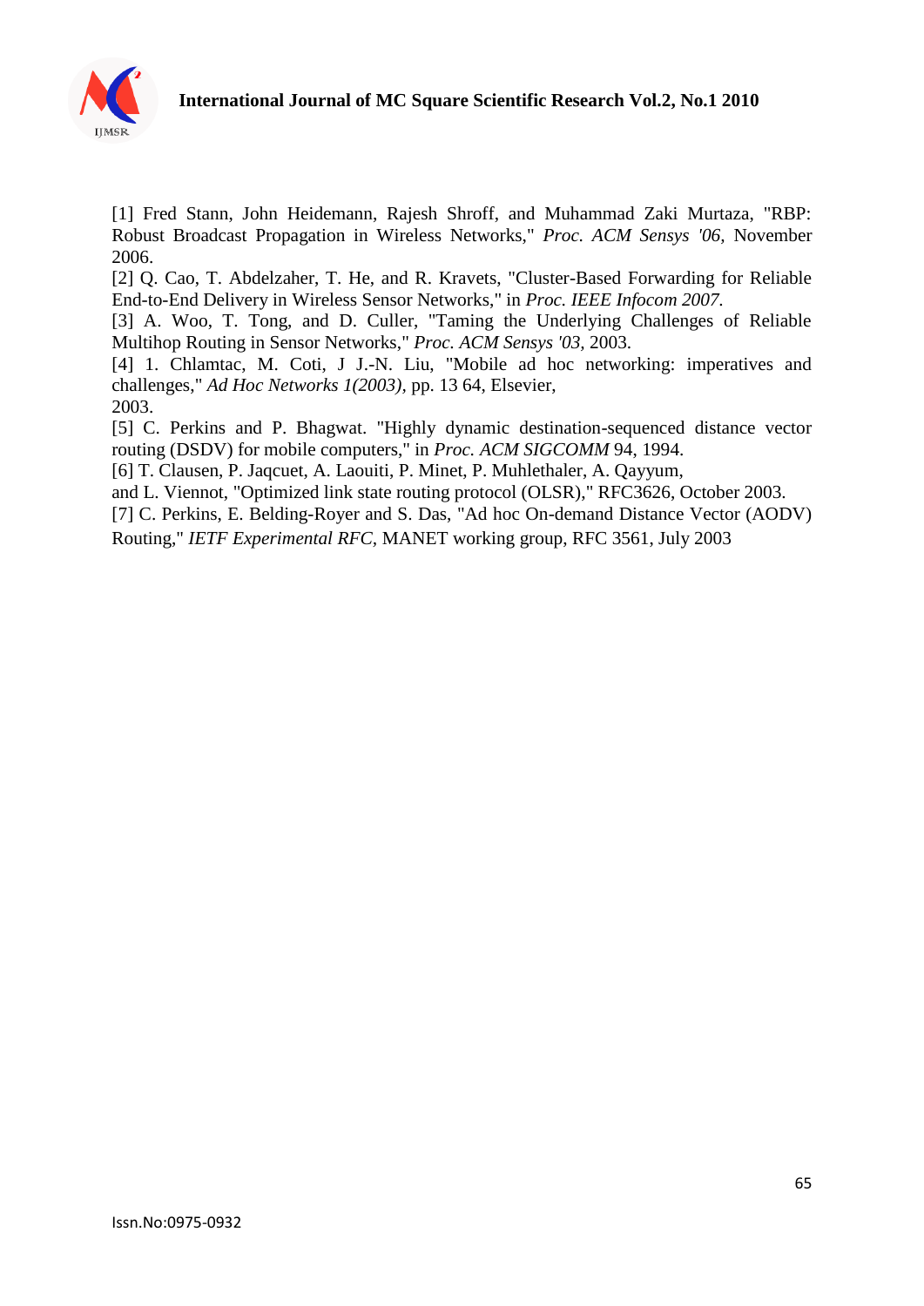[1] Fred Stann, John Heidemann, Rajesh Shroff, and Muhammad Zaki Murtaza, "RBP: Robust Broadcast Propagation in Wireless Networks," *Proc. ACM Sensys '06*, November 2006.

[2] Q. Cao, T. Abdelzaher, T. He, and R. Kravets, "Cluster-Based Forwarding for Reliable End-to-End Delivery in Wireless Sensor Networks," in *Proc. IEEE Infocom 2007*.

[3] A. Woo, T. Tong, and D. Culler, "Taming the Underlying Challenges of Reliable Multihop Routing in Sensor Networks," *Proc. ACM Sensys '03*, 2003.

[4] 1. Chlamtac, M. Coti, J J.-N. Liu, "Mobile ad hoc networking: imperatives and challenges," *Ad Hoc Networks 1(2003)*, pp. 13 64, Elsevier, 2003.

[5] C. Perkins and P. Bhagwat. "Highly dynamic destination-sequenced distance vector routing (DSDV) for mobile computers," in *Proc. ACM SIGCOMM* 94, 1994.

[6] T. Clausen, P. Jaqcuet, A. Laouiti, P. Minet, P. Muhlethaler, A. Qayyum, and L. Viennot, "Optimized link state routing protocol (OLSR)," RFC3626, October 2003.

[7] C. Perkins, E. Belding-Royer and S. Das, "Ad hoc On-demand Distance Vector (AODV) Routing," *IETF Experimental RFC*, MANET working group, RFC 3561, July 2003